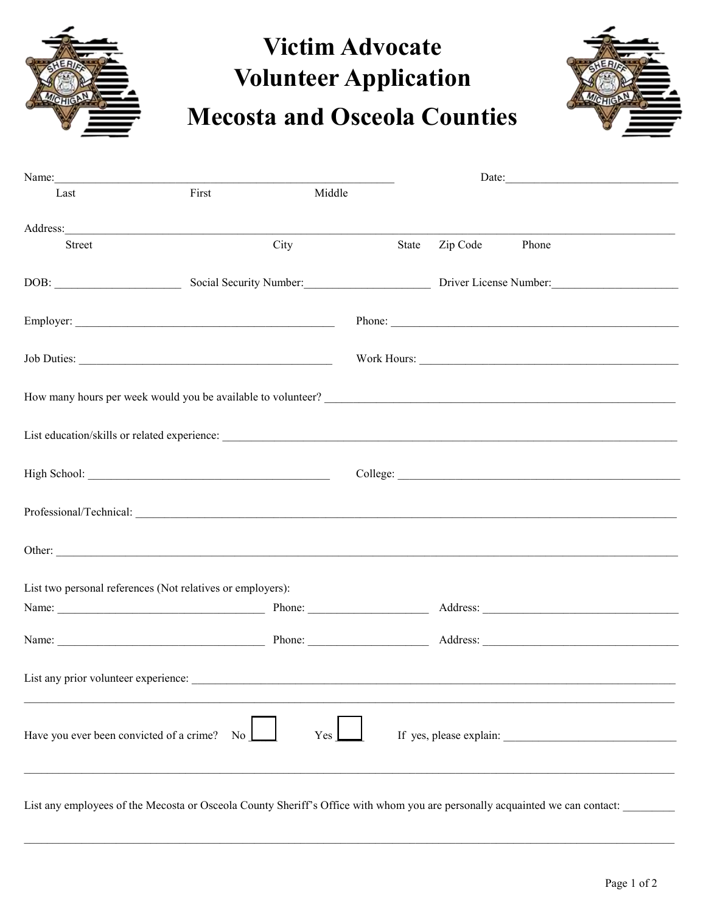# Victim Advocate Volunteer Application

# Mecosta and Osceola Counties

Name:_____________________________________________________________ Date:______________________________

Last First Middle

Address:______________________________________________________________________________________________________________

Street City State Zip Code Phone

DOB: _____________________ Social Security Number:______________________ Driver License Number:______________________

Employer: _______________________________________________ Phone: _____________________________________________________

Job Duties: ______________________________________________ Work Hours: _______________________________________________

How many hours per week would you be available to volunteer? _________________________________________________________________

List education/skills or related experience: _____________________________________________________________________________

High School: _____________________________________________ College: _________________________________________________

Professional/Technical: ___________________________________________________________________________________________

Other: _________________________________________________________________________________________________________

List two personal references (Not relatives or employers):

Name: ______________________________________ Phone: _____________________ Address: ____________________________________

Name: ______________________________________ Phone: _____________________ Address: ____________________________________

List any prior volunteer experience: __________________________________________________________________________________

_______________________________________________________________________________________________________________

Have you ever been convicted of a crime? No ☐ Yes ☐ If yes, please explain: ______________________________

_______________________________________________________________________________________________________________

List any employees of the Mecosta or Osceola County Sheriff's Office with whom you are personally acquainted we can contact: _________

_______________________________________________________________________________________________________________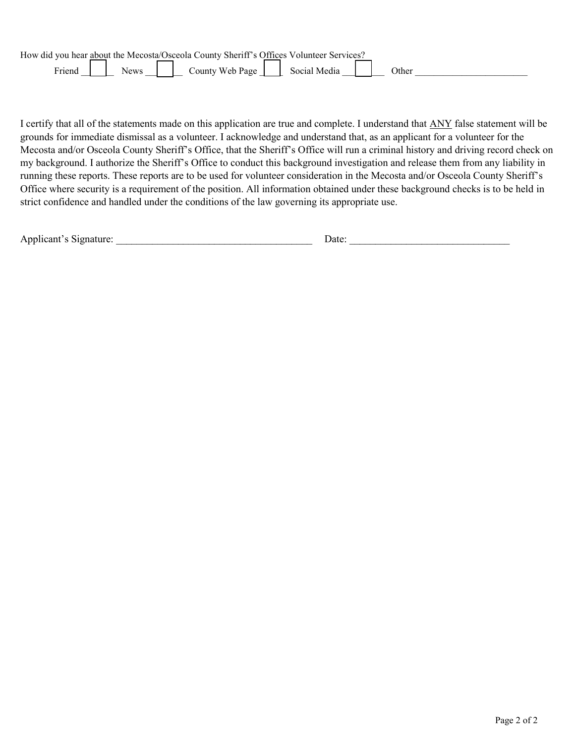How did you hear about the Mecosta/Osceola County Sheriff's Offices Volunteer Services?

Friend ☐ News ☐ County Web Page ☐ Social Media ☐ Other ______________________

I certify that all of the statements made on this application are true and complete. I understand that <u>ANY</u> false statement will be grounds for immediate dismissal as a volunteer. I acknowledge and understand that, as an applicant for a volunteer for the Mecosta and/or Osceola County Sheriff's Office, that the Sheriff's Office will run a criminal history and driving record check on my background. I authorize the Sheriff's Office to conduct this background investigation and release them from any liability in running these reports. These reports are to be used for volunteer consideration in the Mecosta and/or Osceola County Sheriff's Office where security is a requirement of the position. All information obtained under these background checks is to be held in strict confidence and handled under the conditions of the law governing its appropriate use.

Applicant's Signature: ______________________________________ Date: ______________________________